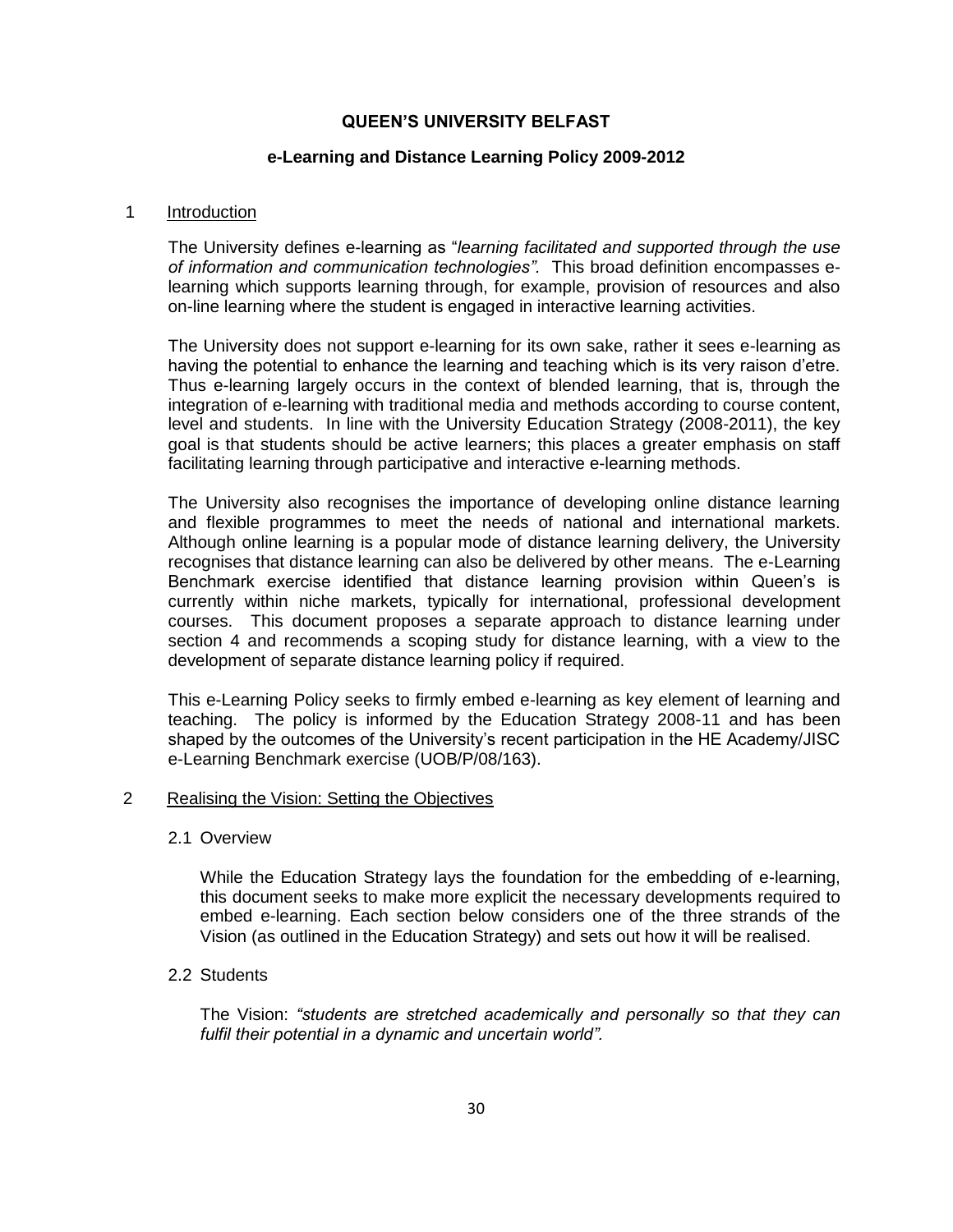# QUEEN'S UNIVERSITY BELFAST

## e-Learning and Distance Learning Policy 2009-2012

### 1 Introduction

The University defines e-learning as "*learning facilitated and supported through the use of information and communication technologies".* This broad definition encompasses e-learning which supports learning through, for example, provision of resources and also on-line learning where the student is engaged in interactive learning activities.

The University does not support e-learning for its own sake, rather it sees e-learning as having the potential to enhance the learning and teaching which is its very raison d'etre. Thus e-learning largely occurs in the context of blended learning, that is, through the integration of e-learning with traditional media and methods according to course content, level and students. In line with the University Education Strategy (2008-2011), the key goal is that students should be active learners; this places a greater emphasis on staff facilitating learning through participative and interactive e-learning methods.

The University also recognises the importance of developing online distance learning and flexible programmes to meet the needs of national and international markets. Although online learning is a popular mode of distance learning delivery, the University recognises that distance learning can also be delivered by other means. The e-Learning Benchmark exercise identified that distance learning provision within Queen's is currently within niche markets, typically for international, professional development courses. This document proposes a separate approach to distance learning under section 4 and recommends a scoping study for distance learning, with a view to the development of separate distance learning policy if required.

This e-Learning Policy seeks to firmly embed e-learning as key element of learning and teaching. The policy is informed by the Education Strategy 2008-11 and has been shaped by the outcomes of the University's recent participation in the HE Academy/JISC e-Learning Benchmark exercise (UOB/P/08/163).

### 2 Realising the Vision: Setting the Objectives

#### 2.1 Overview

While the Education Strategy lays the foundation for the embedding of e-learning, this document seeks to make more explicit the necessary developments required to embed e-learning. Each section below considers one of the three strands of the Vision (as outlined in the Education Strategy) and sets out how it will be realised.

#### 2.2 Students

The Vision: *"students are stretched academically and personally so that they can fulfil their potential in a dynamic and uncertain world".*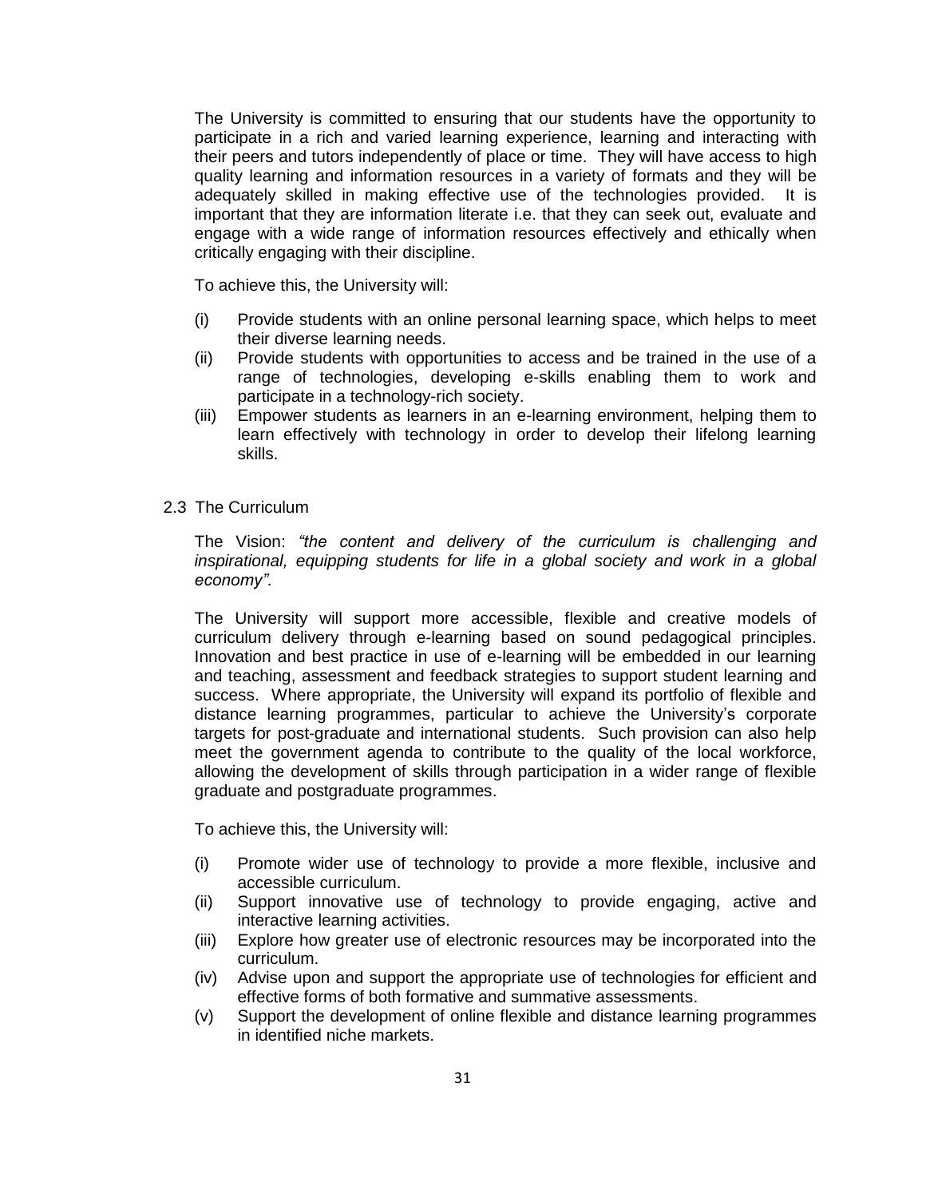The University is committed to ensuring that our students have the opportunity to participate in a rich and varied learning experience, learning and interacting with their peers and tutors independently of place or time. They will have access to high quality learning and information resources in a variety of formats and they will be adequately skilled in making effective use of the technologies provided. It is important that they are information literate i.e. that they can seek out, evaluate and engage with a wide range of information resources effectively and ethically when critically engaging with their discipline.

To achieve this, the University will:

(i) Provide students with an online personal learning space, which helps to meet their diverse learning needs.
(ii) Provide students with opportunities to access and be trained in the use of a range of technologies, developing e-skills enabling them to work and participate in a technology-rich society.
(iii) Empower students as learners in an e-learning environment, helping them to learn effectively with technology in order to develop their lifelong learning skills.

## 2.3 The Curriculum

The Vision: *"the content and delivery of the curriculum is challenging and inspirational, equipping students for life in a global society and work in a global economy".*

The University will support more accessible, flexible and creative models of curriculum delivery through e-learning based on sound pedagogical principles. Innovation and best practice in use of e-learning will be embedded in our learning and teaching, assessment and feedback strategies to support student learning and success. Where appropriate, the University will expand its portfolio of flexible and distance learning programmes, particular to achieve the University's corporate targets for post-graduate and international students. Such provision can also help meet the government agenda to contribute to the quality of the local workforce, allowing the development of skills through participation in a wider range of flexible graduate and postgraduate programmes.

To achieve this, the University will:

(i) Promote wider use of technology to provide a more flexible, inclusive and accessible curriculum.
(ii) Support innovative use of technology to provide engaging, active and interactive learning activities.
(iii) Explore how greater use of electronic resources may be incorporated into the curriculum.
(iv) Advise upon and support the appropriate use of technologies for efficient and effective forms of both formative and summative assessments.
(v) Support the development of online flexible and distance learning programmes in identified niche markets.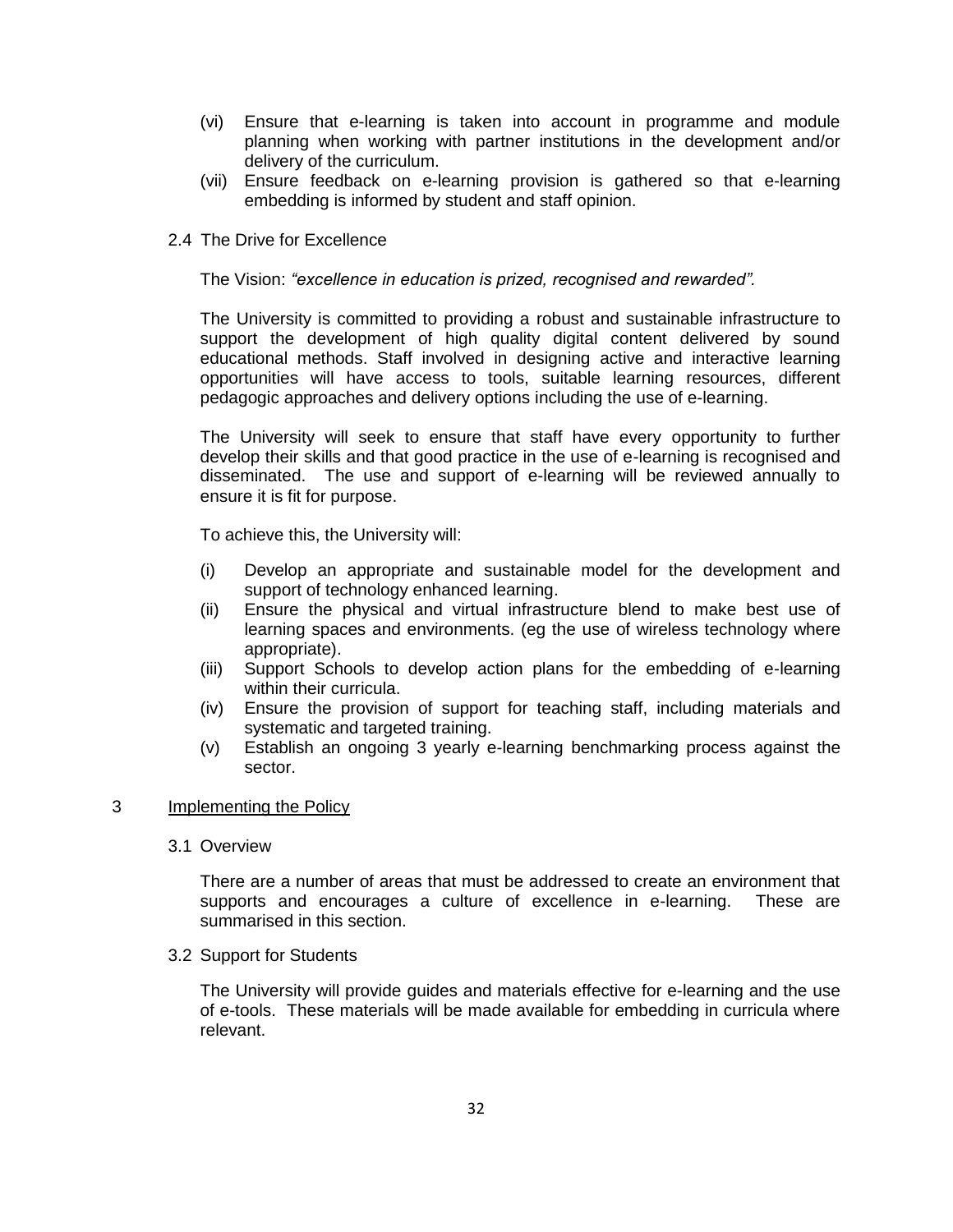(vi) Ensure that e-learning is taken into account in programme and module planning when working with partner institutions in the development and/or delivery of the curriculum.

(vii) Ensure feedback on e-learning provision is gathered so that e-learning embedding is informed by student and staff opinion.

### 2.4 The Drive for Excellence

The Vision: *"excellence in education is prized, recognised and rewarded".*

The University is committed to providing a robust and sustainable infrastructure to support the development of high quality digital content delivered by sound educational methods. Staff involved in designing active and interactive learning opportunities will have access to tools, suitable learning resources, different pedagogic approaches and delivery options including the use of e-learning.

The University will seek to ensure that staff have every opportunity to further develop their skills and that good practice in the use of e-learning is recognised and disseminated. The use and support of e-learning will be reviewed annually to ensure it is fit for purpose.

To achieve this, the University will:

(i) Develop an appropriate and sustainable model for the development and support of technology enhanced learning.

(ii) Ensure the physical and virtual infrastructure blend to make best use of learning spaces and environments. (eg the use of wireless technology where appropriate).

(iii) Support Schools to develop action plans for the embedding of e-learning within their curricula.

(iv) Ensure the provision of support for teaching staff, including materials and systematic and targeted training.

(v) Establish an ongoing 3 yearly e-learning benchmarking process against the sector.

## 3 Implementing the Policy

### 3.1 Overview

There are a number of areas that must be addressed to create an environment that supports and encourages a culture of excellence in e-learning. These are summarised in this section.

### 3.2 Support for Students

The University will provide guides and materials effective for e-learning and the use of e-tools. These materials will be made available for embedding in curricula where relevant.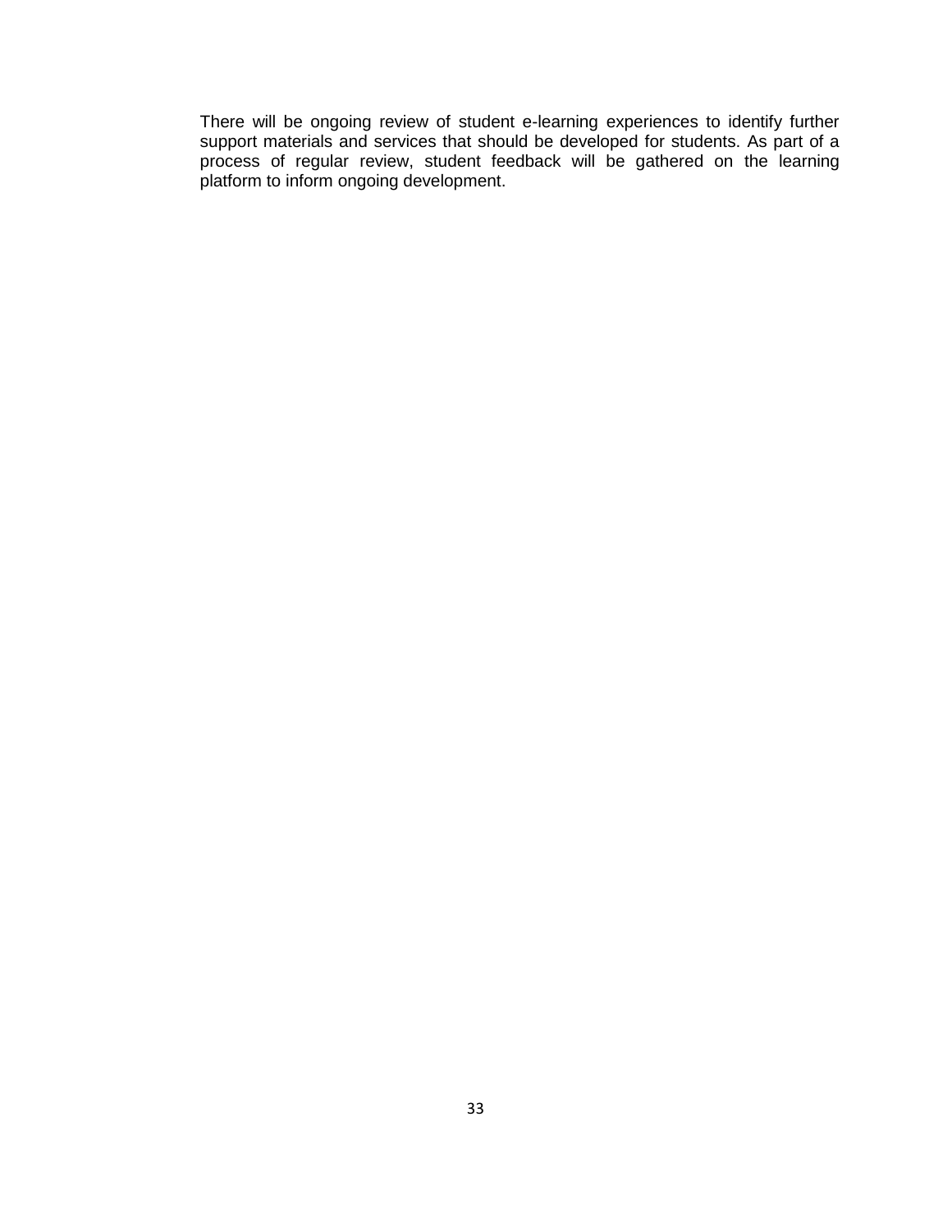There will be ongoing review of student e-learning experiences to identify further support materials and services that should be developed for students. As part of a process of regular review, student feedback will be gathered on the learning platform to inform ongoing development.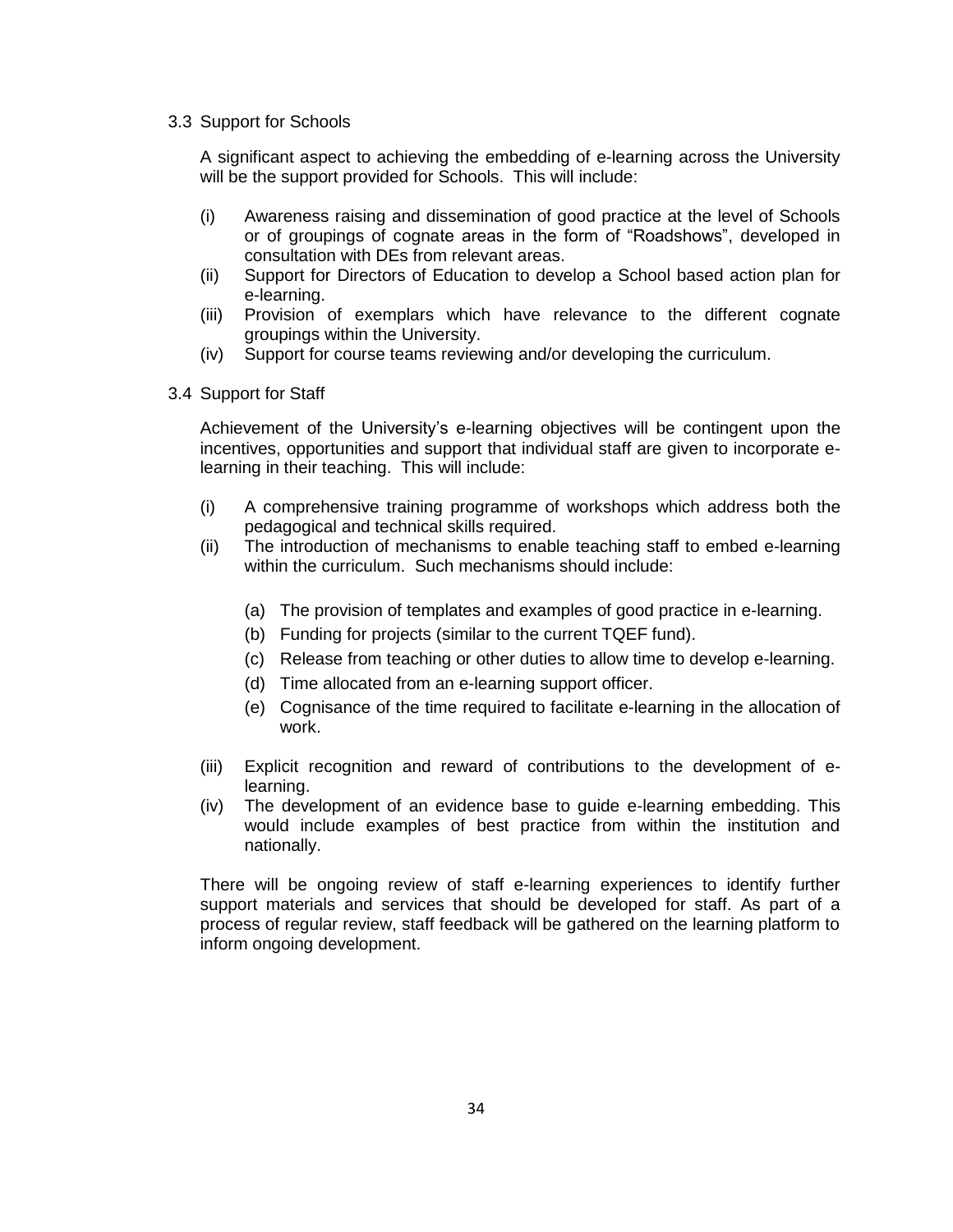### 3.3 Support for Schools

A significant aspect to achieving the embedding of e-learning across the University will be the support provided for Schools. This will include:

- (i) Awareness raising and dissemination of good practice at the level of Schools or of groupings of cognate areas in the form of "Roadshows", developed in consultation with DEs from relevant areas.
- (ii) Support for Directors of Education to develop a School based action plan for e-learning.
- (iii) Provision of exemplars which have relevance to the different cognate groupings within the University.
- (iv) Support for course teams reviewing and/or developing the curriculum.

### 3.4 Support for Staff

Achievement of the University's e-learning objectives will be contingent upon the incentives, opportunities and support that individual staff are given to incorporate e-learning in their teaching. This will include:

- (i) A comprehensive training programme of workshops which address both the pedagogical and technical skills required.
- (ii) The introduction of mechanisms to enable teaching staff to embed e-learning within the curriculum. Such mechanisms should include:
  - (a) The provision of templates and examples of good practice in e-learning.
  - (b) Funding for projects (similar to the current TQEF fund).
  - (c) Release from teaching or other duties to allow time to develop e-learning.
  - (d) Time allocated from an e-learning support officer.
  - (e) Cognisance of the time required to facilitate e-learning in the allocation of work.
- (iii) Explicit recognition and reward of contributions to the development of e-learning.
- (iv) The development of an evidence base to guide e-learning embedding. This would include examples of best practice from within the institution and nationally.

There will be ongoing review of staff e-learning experiences to identify further support materials and services that should be developed for staff. As part of a process of regular review, staff feedback will be gathered on the learning platform to inform ongoing development.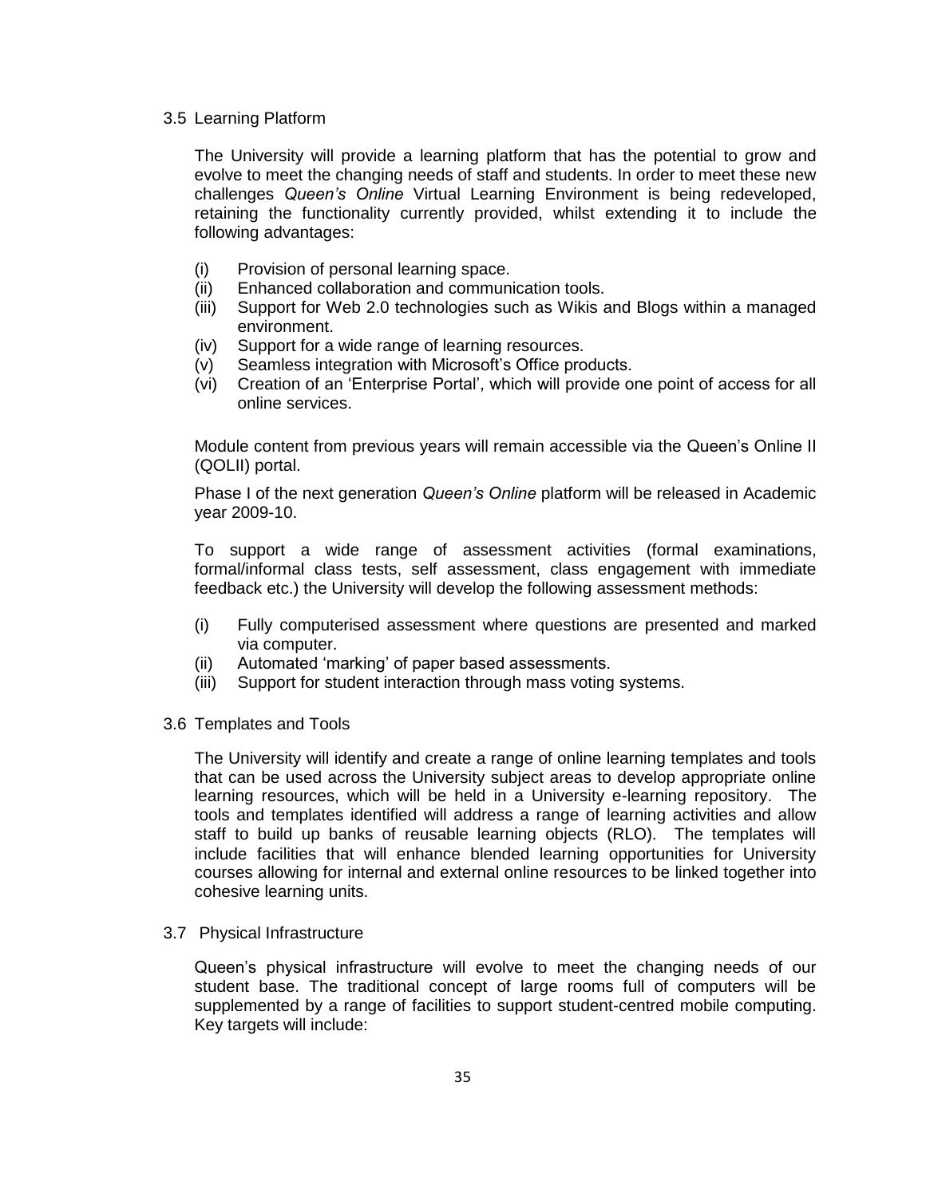### 3.5 Learning Platform

The University will provide a learning platform that has the potential to grow and evolve to meet the changing needs of staff and students. In order to meet these new challenges *Queen's Online* Virtual Learning Environment is being redeveloped, retaining the functionality currently provided, whilst extending it to include the following advantages:

(i) Provision of personal learning space.
(ii) Enhanced collaboration and communication tools.
(iii) Support for Web 2.0 technologies such as Wikis and Blogs within a managed environment.
(iv) Support for a wide range of learning resources.
(v) Seamless integration with Microsoft's Office products.
(vi) Creation of an 'Enterprise Portal', which will provide one point of access for all online services.

Module content from previous years will remain accessible via the Queen's Online II (QOLII) portal.

Phase I of the next generation *Queen's Online* platform will be released in Academic year 2009-10.

To support a wide range of assessment activities (formal examinations, formal/informal class tests, self assessment, class engagement with immediate feedback etc.) the University will develop the following assessment methods:

(i) Fully computerised assessment where questions are presented and marked via computer.
(ii) Automated 'marking' of paper based assessments.
(iii) Support for student interaction through mass voting systems.

### 3.6 Templates and Tools

The University will identify and create a range of online learning templates and tools that can be used across the University subject areas to develop appropriate online learning resources, which will be held in a University e-learning repository. The tools and templates identified will address a range of learning activities and allow staff to build up banks of reusable learning objects (RLO). The templates will include facilities that will enhance blended learning opportunities for University courses allowing for internal and external online resources to be linked together into cohesive learning units.

### 3.7 Physical Infrastructure

Queen's physical infrastructure will evolve to meet the changing needs of our student base. The traditional concept of large rooms full of computers will be supplemented by a range of facilities to support student-centred mobile computing. Key targets will include: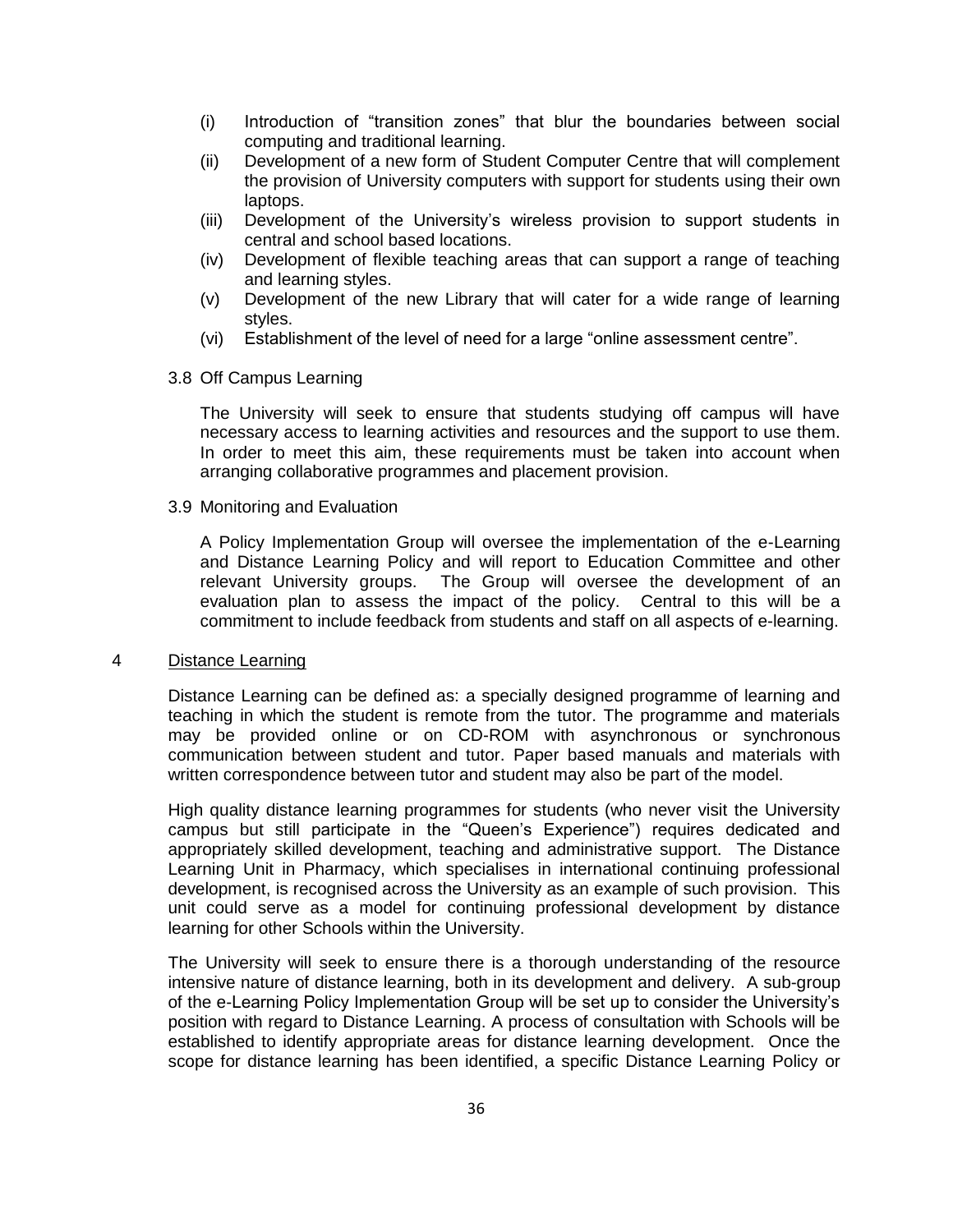(i) Introduction of "transition zones" that blur the boundaries between social computing and traditional learning.
(ii) Development of a new form of Student Computer Centre that will complement the provision of University computers with support for students using their own laptops.
(iii) Development of the University's wireless provision to support students in central and school based locations.
(iv) Development of flexible teaching areas that can support a range of teaching and learning styles.
(v) Development of the new Library that will cater for a wide range of learning styles.
(vi) Establishment of the level of need for a large "online assessment centre".

### 3.8 Off Campus Learning

The University will seek to ensure that students studying off campus will have necessary access to learning activities and resources and the support to use them. In order to meet this aim, these requirements must be taken into account when arranging collaborative programmes and placement provision.

### 3.9 Monitoring and Evaluation

A Policy Implementation Group will oversee the implementation of the e-Learning and Distance Learning Policy and will report to Education Committee and other relevant University groups. The Group will oversee the development of an evaluation plan to assess the impact of the policy. Central to this will be a commitment to include feedback from students and staff on all aspects of e-learning.

## 4 Distance Learning

Distance Learning can be defined as: a specially designed programme of learning and teaching in which the student is remote from the tutor. The programme and materials may be provided online or on CD-ROM with asynchronous or synchronous communication between student and tutor. Paper based manuals and materials with written correspondence between tutor and student may also be part of the model.

High quality distance learning programmes for students (who never visit the University campus but still participate in the "Queen's Experience") requires dedicated and appropriately skilled development, teaching and administrative support. The Distance Learning Unit in Pharmacy, which specialises in international continuing professional development, is recognised across the University as an example of such provision. This unit could serve as a model for continuing professional development by distance learning for other Schools within the University.

The University will seek to ensure there is a thorough understanding of the resource intensive nature of distance learning, both in its development and delivery. A sub-group of the e-Learning Policy Implementation Group will be set up to consider the University's position with regard to Distance Learning. A process of consultation with Schools will be established to identify appropriate areas for distance learning development. Once the scope for distance learning has been identified, a specific Distance Learning Policy or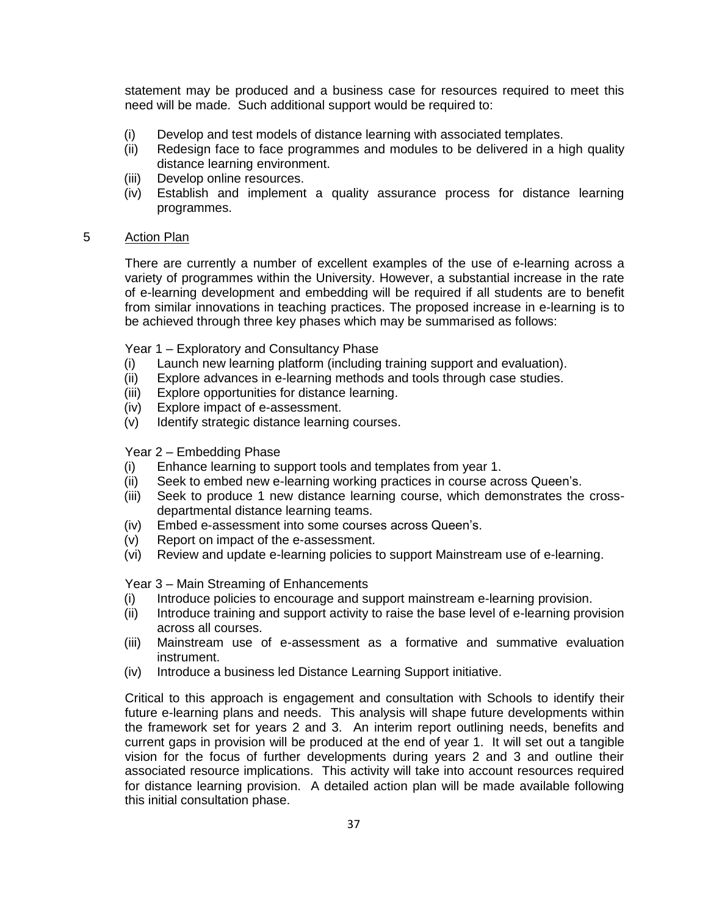statement may be produced and a business case for resources required to meet this need will be made. Such additional support would be required to:

(i) Develop and test models of distance learning with associated templates.
(ii) Redesign face to face programmes and modules to be delivered in a high quality distance learning environment.
(iii) Develop online resources.
(iv) Establish and implement a quality assurance process for distance learning programmes.

## 5 Action Plan

There are currently a number of excellent examples of the use of e-learning across a variety of programmes within the University. However, a substantial increase in the rate of e-learning development and embedding will be required if all students are to benefit from similar innovations in teaching practices. The proposed increase in e-learning is to be achieved through three key phases which may be summarised as follows:

Year 1 – Exploratory and Consultancy Phase
(i) Launch new learning platform (including training support and evaluation).
(ii) Explore advances in e-learning methods and tools through case studies.
(iii) Explore opportunities for distance learning.
(iv) Explore impact of e-assessment.
(v) Identify strategic distance learning courses.

Year 2 – Embedding Phase
(i) Enhance learning to support tools and templates from year 1.
(ii) Seek to embed new e-learning working practices in course across Queen's.
(iii) Seek to produce 1 new distance learning course, which demonstrates the cross-departmental distance learning teams.
(iv) Embed e-assessment into some courses across Queen's.
(v) Report on impact of the e-assessment.
(vi) Review and update e-learning policies to support Mainstream use of e-learning.

Year 3 – Main Streaming of Enhancements
(i) Introduce policies to encourage and support mainstream e-learning provision.
(ii) Introduce training and support activity to raise the base level of e-learning provision across all courses.
(iii) Mainstream use of e-assessment as a formative and summative evaluation instrument.
(iv) Introduce a business led Distance Learning Support initiative.

Critical to this approach is engagement and consultation with Schools to identify their future e-learning plans and needs. This analysis will shape future developments within the framework set for years 2 and 3. An interim report outlining needs, benefits and current gaps in provision will be produced at the end of year 1. It will set out a tangible vision for the focus of further developments during years 2 and 3 and outline their associated resource implications. This activity will take into account resources required for distance learning provision. A detailed action plan will be made available following this initial consultation phase.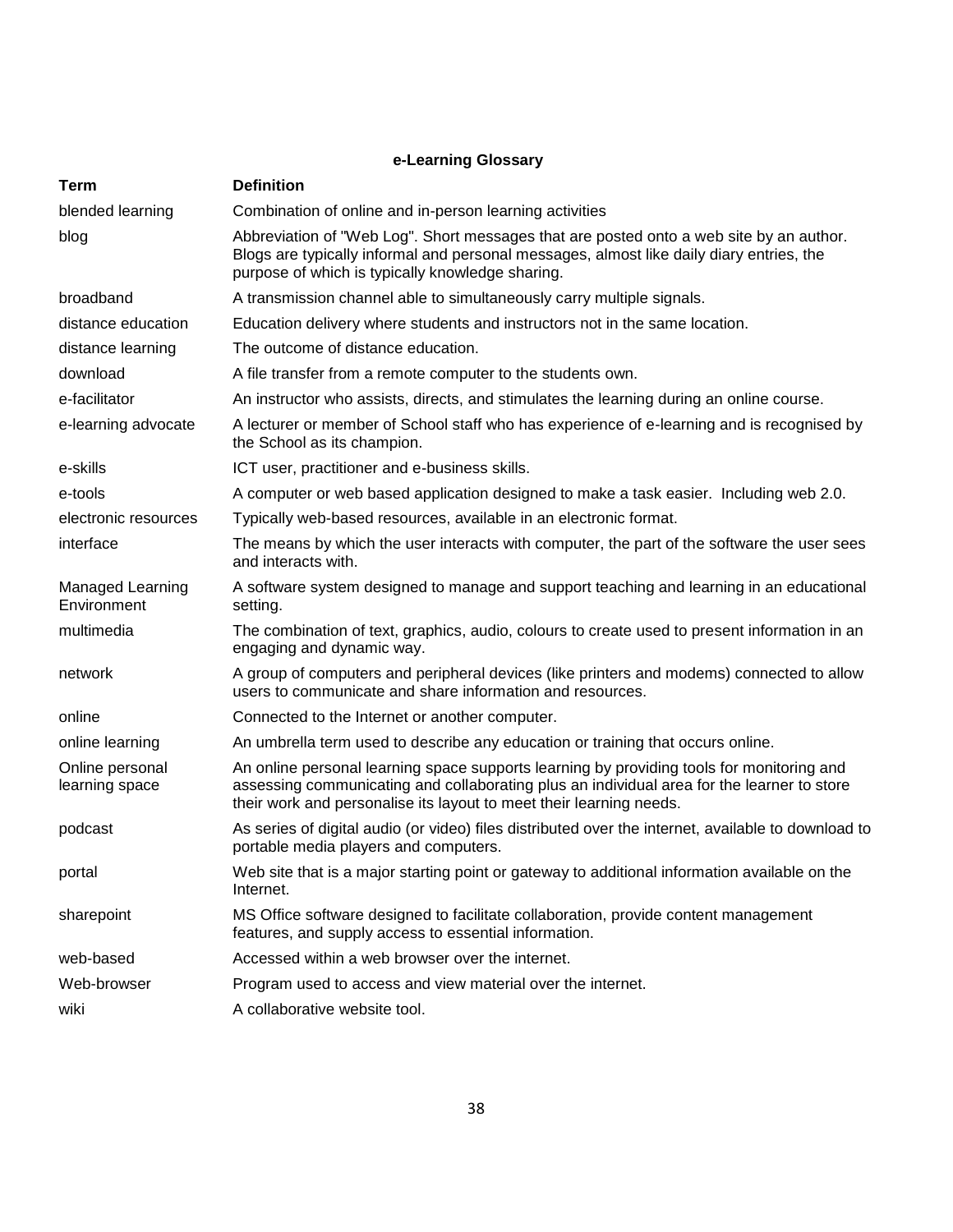**e-Learning Glossary**

| Term | Definition |
| --- | --- |
| blended learning | Combination of online and in-person learning activities |
| blog | Abbreviation of "Web Log". Short messages that are posted onto a web site by an author. Blogs are typically informal and personal messages, almost like daily diary entries, the purpose of which is typically knowledge sharing. |
| broadband | A transmission channel able to simultaneously carry multiple signals. |
| distance education | Education delivery where students and instructors not in the same location. |
| distance learning | The outcome of distance education. |
| download | A file transfer from a remote computer to the students own. |
| e-facilitator | An instructor who assists, directs, and stimulates the learning during an online course. |
| e-learning advocate | A lecturer or member of School staff who has experience of e-learning and is recognised by the School as its champion. |
| e-skills | ICT user, practitioner and e-business skills. |
| e-tools | A computer or web based application designed to make a task easier. Including web 2.0. |
| electronic resources | Typically web-based resources, available in an electronic format. |
| interface | The means by which the user interacts with computer, the part of the software the user sees and interacts with. |
| Managed Learning Environment | A software system designed to manage and support teaching and learning in an educational setting. |
| multimedia | The combination of text, graphics, audio, colours to create used to present information in an engaging and dynamic way. |
| network | A group of computers and peripheral devices (like printers and modems) connected to allow users to communicate and share information and resources. |
| online | Connected to the Internet or another computer. |
| online learning | An umbrella term used to describe any education or training that occurs online. |
| Online personal learning space | An online personal learning space supports learning by providing tools for monitoring and assessing communicating and collaborating plus an individual area for the learner to store their work and personalise its layout to meet their learning needs. |
| podcast | As series of digital audio (or video) files distributed over the internet, available to download to portable media players and computers. |
| portal | Web site that is a major starting point or gateway to additional information available on the Internet. |
| sharepoint | MS Office software designed to facilitate collaboration, provide content management features, and supply access to essential information. |
| web-based | Accessed within a web browser over the internet. |
| Web-browser | Program used to access and view material over the internet. |
| wiki | A collaborative website tool. |